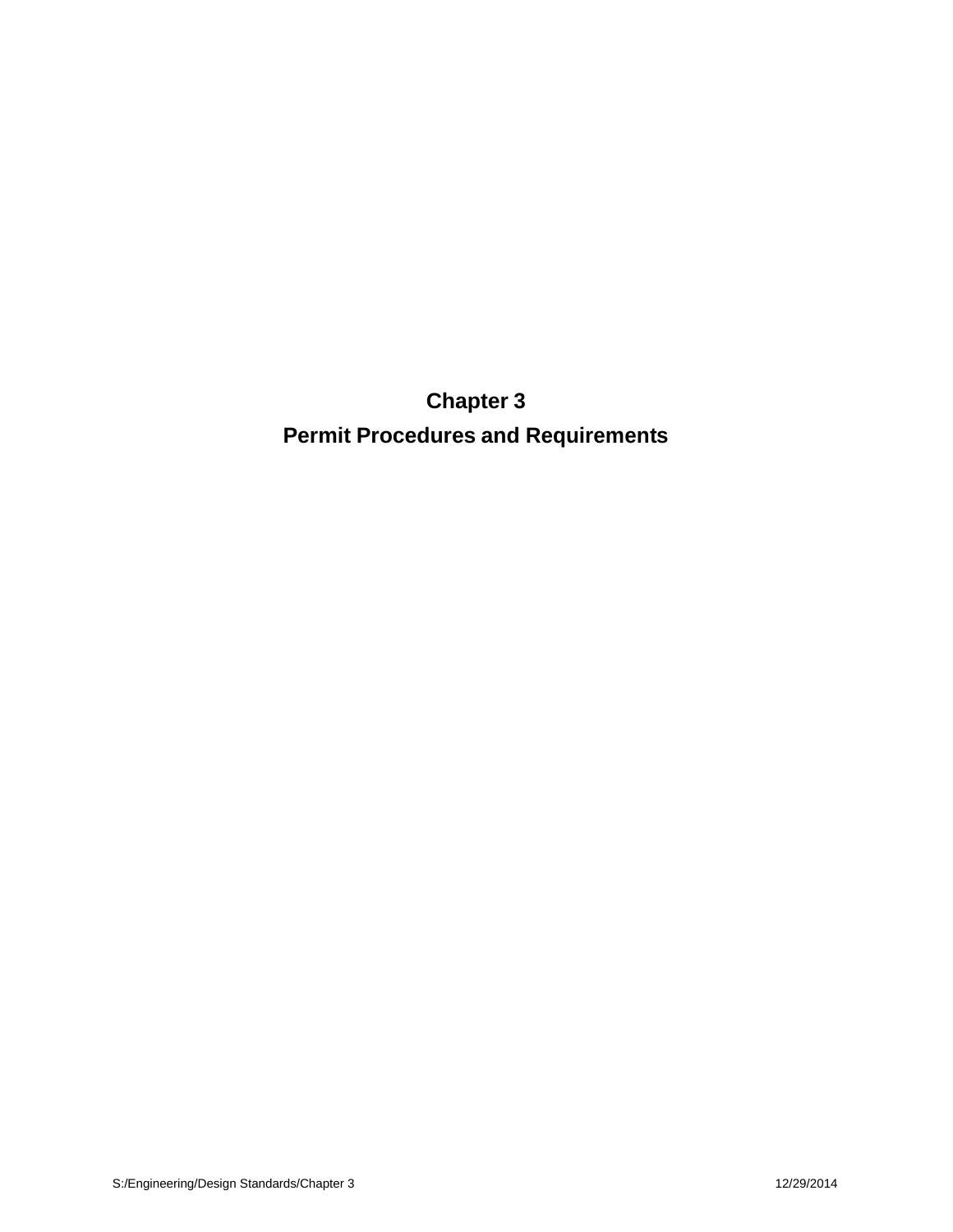# Chapter 3

# Permit Procedures and Requirements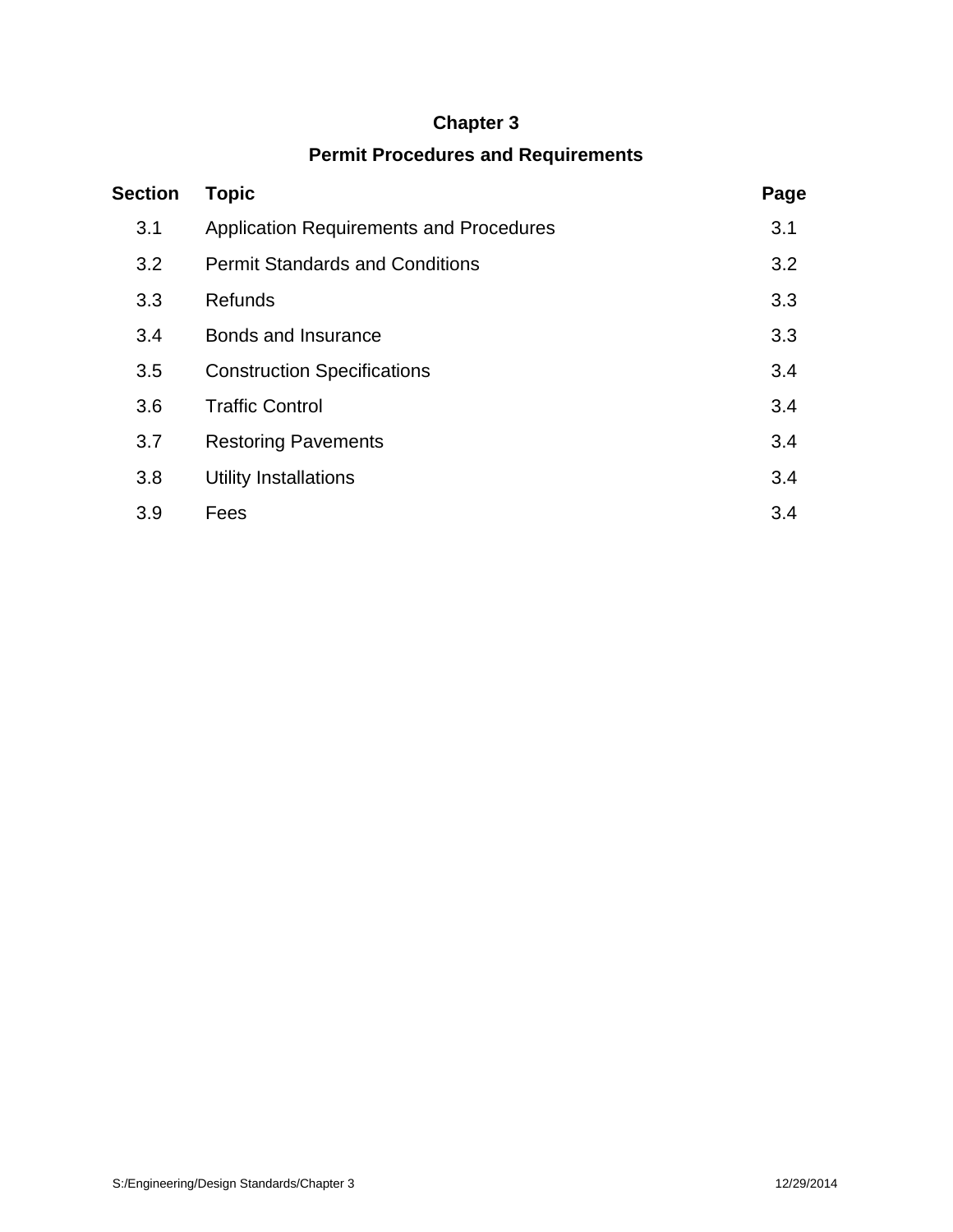# Chapter 3

## Permit Procedures and Requirements

| Section | Topic | Page |
|---|---|---|
| 3.1 | Application Requirements and Procedures | 3.1 |
| 3.2 | Permit Standards and Conditions | 3.2 |
| 3.3 | Refunds | 3.3 |
| 3.4 | Bonds and Insurance | 3.3 |
| 3.5 | Construction Specifications | 3.4 |
| 3.6 | Traffic Control | 3.4 |
| 3.7 | Restoring Pavements | 3.4 |
| 3.8 | Utility Installations | 3.4 |
| 3.9 | Fees | 3.4 |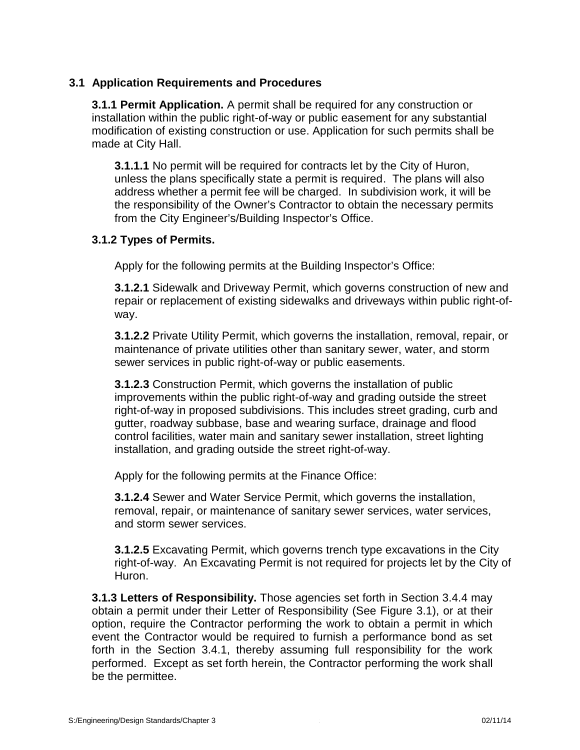## 3.1 Application Requirements and Procedures

**3.1.1 Permit Application.** A permit shall be required for any construction or installation within the public right-of-way or public easement for any substantial modification of existing construction or use. Application for such permits shall be made at City Hall.

**3.1.1.1** No permit will be required for contracts let by the City of Huron, unless the plans specifically state a permit is required. The plans will also address whether a permit fee will be charged. In subdivision work, it will be the responsibility of the Owner's Contractor to obtain the necessary permits from the City Engineer's/Building Inspector's Office.

**3.1.2 Types of Permits.**

Apply for the following permits at the Building Inspector's Office:

**3.1.2.1** Sidewalk and Driveway Permit, which governs construction of new and repair or replacement of existing sidewalks and driveways within public right-of-way.

**3.1.2.2** Private Utility Permit, which governs the installation, removal, repair, or maintenance of private utilities other than sanitary sewer, water, and storm sewer services in public right-of-way or public easements.

**3.1.2.3** Construction Permit, which governs the installation of public improvements within the public right-of-way and grading outside the street right-of-way in proposed subdivisions. This includes street grading, curb and gutter, roadway subbase, base and wearing surface, drainage and flood control facilities, water main and sanitary sewer installation, street lighting installation, and grading outside the street right-of-way.

Apply for the following permits at the Finance Office:

**3.1.2.4** Sewer and Water Service Permit, which governs the installation, removal, repair, or maintenance of sanitary sewer services, water services, and storm sewer services.

**3.1.2.5** Excavating Permit, which governs trench type excavations in the City right-of-way. An Excavating Permit is not required for projects let by the City of Huron.

**3.1.3 Letters of Responsibility.** Those agencies set forth in Section 3.4.4 may obtain a permit under their Letter of Responsibility (See Figure 3.1), or at their option, require the Contractor performing the work to obtain a permit in which event the Contractor would be required to furnish a performance bond as set forth in the Section 3.4.1, thereby assuming full responsibility for the work performed. Except as set forth herein, the Contractor performing the work shall be the permittee.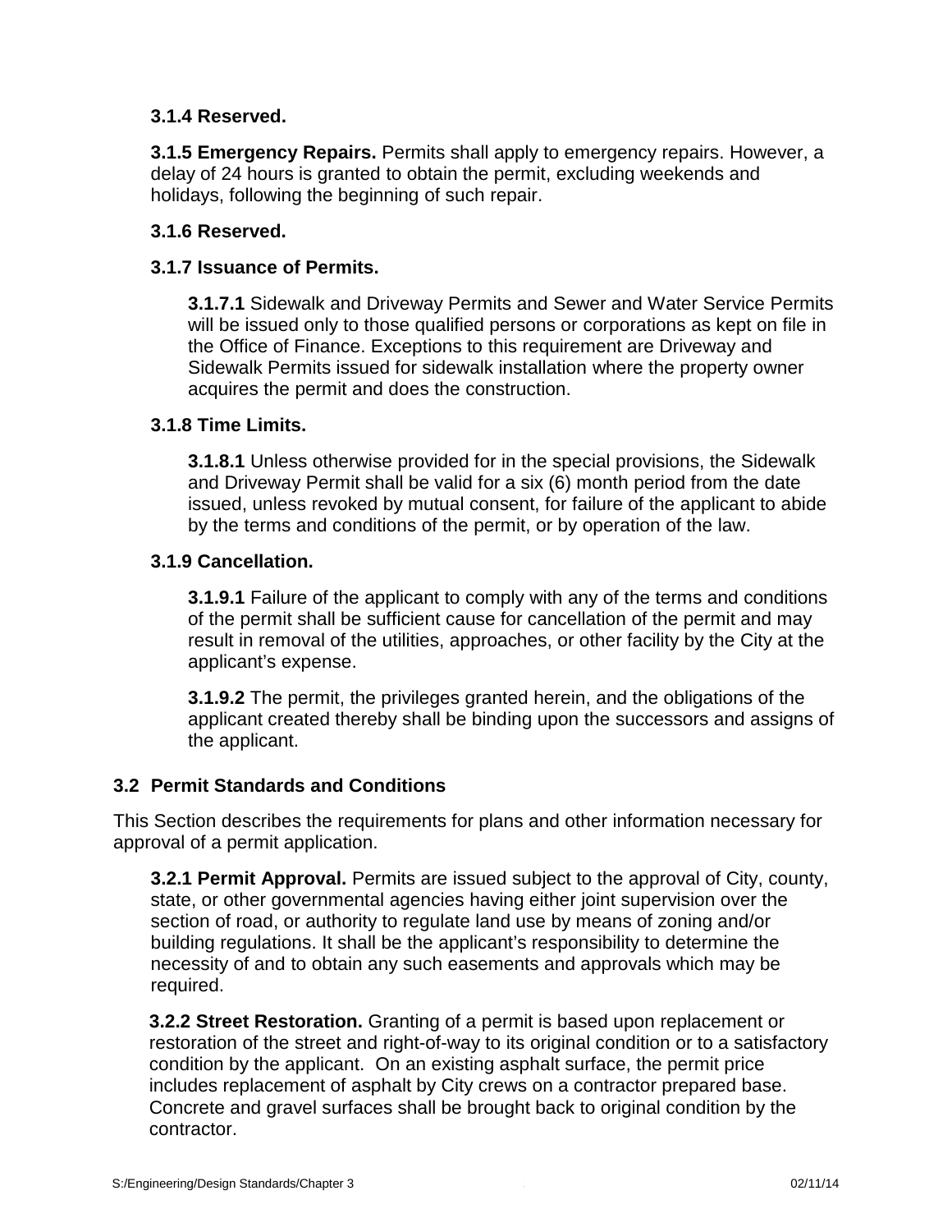**3.1.4 Reserved.**

**3.1.5 Emergency Repairs.** Permits shall apply to emergency repairs. However, a delay of 24 hours is granted to obtain the permit, excluding weekends and holidays, following the beginning of such repair.

**3.1.6 Reserved.**

**3.1.7 Issuance of Permits.**

**3.1.7.1** Sidewalk and Driveway Permits and Sewer and Water Service Permits will be issued only to those qualified persons or corporations as kept on file in the Office of Finance. Exceptions to this requirement are Driveway and Sidewalk Permits issued for sidewalk installation where the property owner acquires the permit and does the construction.

**3.1.8 Time Limits.**

**3.1.8.1** Unless otherwise provided for in the special provisions, the Sidewalk and Driveway Permit shall be valid for a six (6) month period from the date issued, unless revoked by mutual consent, for failure of the applicant to abide by the terms and conditions of the permit, or by operation of the law.

**3.1.9 Cancellation.**

**3.1.9.1** Failure of the applicant to comply with any of the terms and conditions of the permit shall be sufficient cause for cancellation of the permit and may result in removal of the utilities, approaches, or other facility by the City at the applicant's expense.

**3.1.9.2** The permit, the privileges granted herein, and the obligations of the applicant created thereby shall be binding upon the successors and assigns of the applicant.

## 3.2 Permit Standards and Conditions

This Section describes the requirements for plans and other information necessary for approval of a permit application.

**3.2.1 Permit Approval.** Permits are issued subject to the approval of City, county, state, or other governmental agencies having either joint supervision over the section of road, or authority to regulate land use by means of zoning and/or building regulations. It shall be the applicant's responsibility to determine the necessity of and to obtain any such easements and approvals which may be required.

**3.2.2 Street Restoration.** Granting of a permit is based upon replacement or restoration of the street and right-of-way to its original condition or to a satisfactory condition by the applicant. On an existing asphalt surface, the permit price includes replacement of asphalt by City crews on a contractor prepared base. Concrete and gravel surfaces shall be brought back to original condition by the contractor.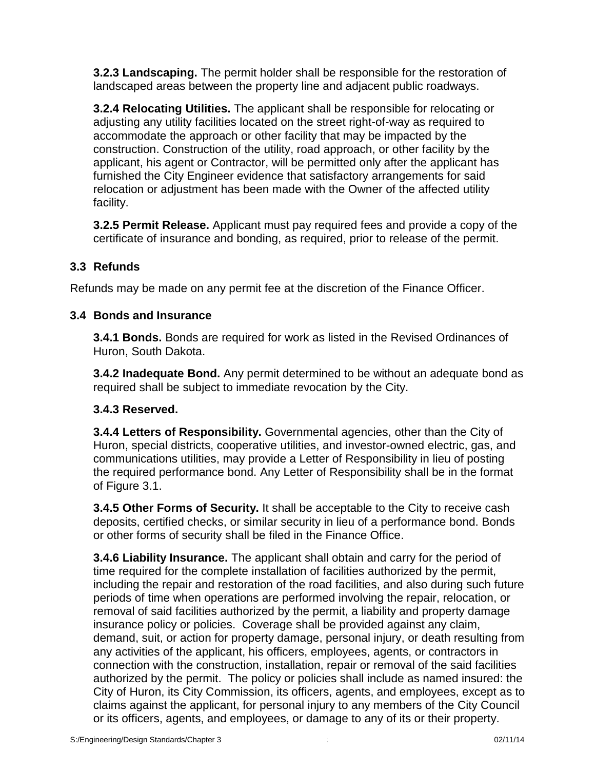**3.2.3 Landscaping.** The permit holder shall be responsible for the restoration of landscaped areas between the property line and adjacent public roadways.

**3.2.4 Relocating Utilities.** The applicant shall be responsible for relocating or adjusting any utility facilities located on the street right-of-way as required to accommodate the approach or other facility that may be impacted by the construction. Construction of the utility, road approach, or other facility by the applicant, his agent or Contractor, will be permitted only after the applicant has furnished the City Engineer evidence that satisfactory arrangements for said relocation or adjustment has been made with the Owner of the affected utility facility.

**3.2.5 Permit Release.** Applicant must pay required fees and provide a copy of the certificate of insurance and bonding, as required, prior to release of the permit.

### 3.3 Refunds

Refunds may be made on any permit fee at the discretion of the Finance Officer.

### 3.4 Bonds and Insurance

**3.4.1 Bonds.** Bonds are required for work as listed in the Revised Ordinances of Huron, South Dakota.

**3.4.2 Inadequate Bond.** Any permit determined to be without an adequate bond as required shall be subject to immediate revocation by the City.

**3.4.3 Reserved.**

**3.4.4 Letters of Responsibility.** Governmental agencies, other than the City of Huron, special districts, cooperative utilities, and investor-owned electric, gas, and communications utilities, may provide a Letter of Responsibility in lieu of posting the required performance bond. Any Letter of Responsibility shall be in the format of Figure 3.1.

**3.4.5 Other Forms of Security.** It shall be acceptable to the City to receive cash deposits, certified checks, or similar security in lieu of a performance bond. Bonds or other forms of security shall be filed in the Finance Office.

**3.4.6 Liability Insurance.** The applicant shall obtain and carry for the period of time required for the complete installation of facilities authorized by the permit, including the repair and restoration of the road facilities, and also during such future periods of time when operations are performed involving the repair, relocation, or removal of said facilities authorized by the permit, a liability and property damage insurance policy or policies. Coverage shall be provided against any claim, demand, suit, or action for property damage, personal injury, or death resulting from any activities of the applicant, his officers, employees, agents, or contractors in connection with the construction, installation, repair or removal of the said facilities authorized by the permit. The policy or policies shall include as named insured: the City of Huron, its City Commission, its officers, agents, and employees, except as to claims against the applicant, for personal injury to any members of the City Council or its officers, agents, and employees, or damage to any of its or their property.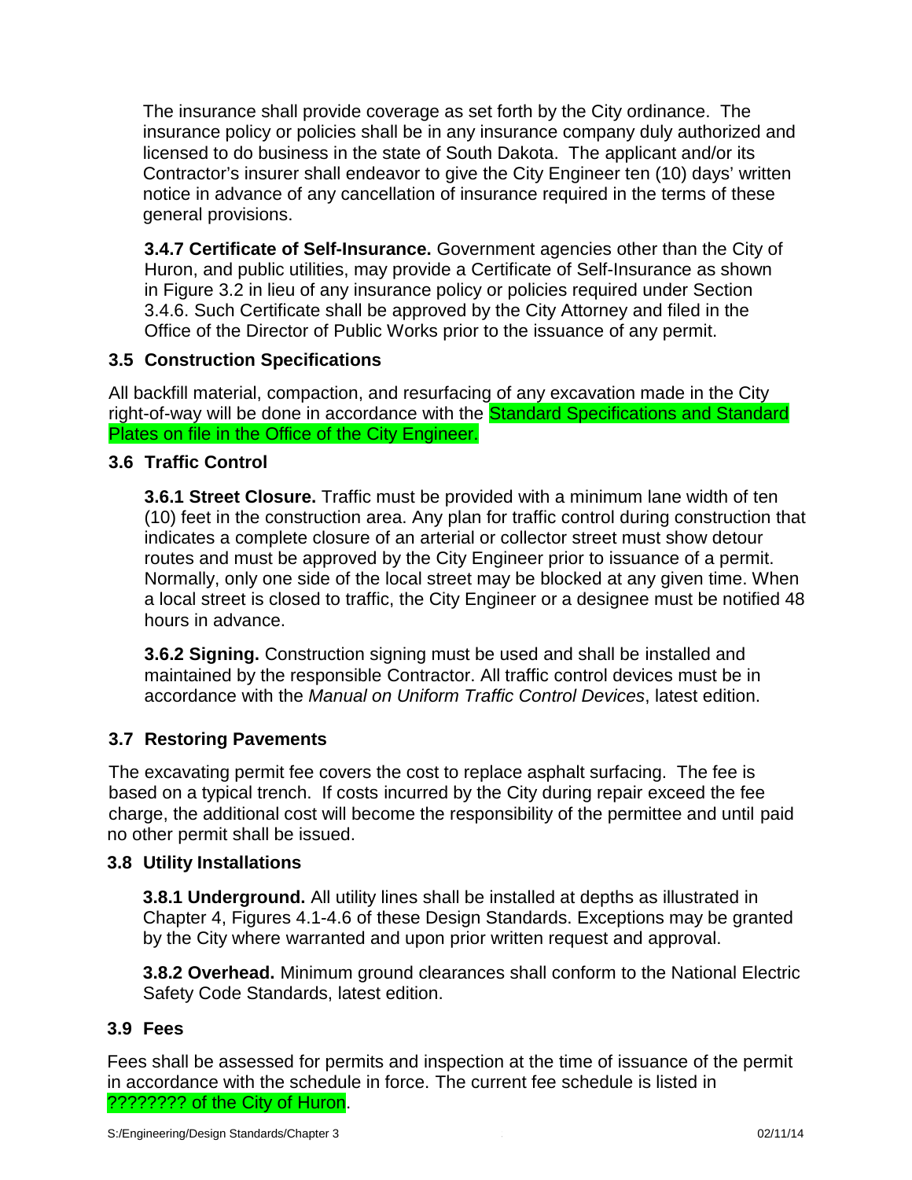The insurance shall provide coverage as set forth by the City ordinance. The insurance policy or policies shall be in any insurance company duly authorized and licensed to do business in the state of South Dakota. The applicant and/or its Contractor's insurer shall endeavor to give the City Engineer ten (10) days' written notice in advance of any cancellation of insurance required in the terms of these general provisions.

**3.4.7 Certificate of Self-Insurance.** Government agencies other than the City of Huron, and public utilities, may provide a Certificate of Self-Insurance as shown in Figure 3.2 in lieu of any insurance policy or policies required under Section 3.4.6. Such Certificate shall be approved by the City Attorney and filed in the Office of the Director of Public Works prior to the issuance of any permit.

### 3.5 Construction Specifications

All backfill material, compaction, and resurfacing of any excavation made in the City right-of-way will be done in accordance with the Standard Specifications and Standard Plates on file in the Office of the City Engineer.

### 3.6 Traffic Control

**3.6.1 Street Closure.** Traffic must be provided with a minimum lane width of ten (10) feet in the construction area. Any plan for traffic control during construction that indicates a complete closure of an arterial or collector street must show detour routes and must be approved by the City Engineer prior to issuance of a permit. Normally, only one side of the local street may be blocked at any given time. When a local street is closed to traffic, the City Engineer or a designee must be notified 48 hours in advance.

**3.6.2 Signing.** Construction signing must be used and shall be installed and maintained by the responsible Contractor. All traffic control devices must be in accordance with the *Manual on Uniform Traffic Control Devices*, latest edition.

### 3.7 Restoring Pavements

The excavating permit fee covers the cost to replace asphalt surfacing. The fee is based on a typical trench. If costs incurred by the City during repair exceed the fee charge, the additional cost will become the responsibility of the permittee and until paid no other permit shall be issued.

### 3.8 Utility Installations

**3.8.1 Underground.** All utility lines shall be installed at depths as illustrated in Chapter 4, Figures 4.1-4.6 of these Design Standards. Exceptions may be granted by the City where warranted and upon prior written request and approval.

**3.8.2 Overhead.** Minimum ground clearances shall conform to the National Electric Safety Code Standards, latest edition.

### 3.9 Fees

Fees shall be assessed for permits and inspection at the time of issuance of the permit in accordance with the schedule in force. The current fee schedule is listed in ???????? of the City of Huron.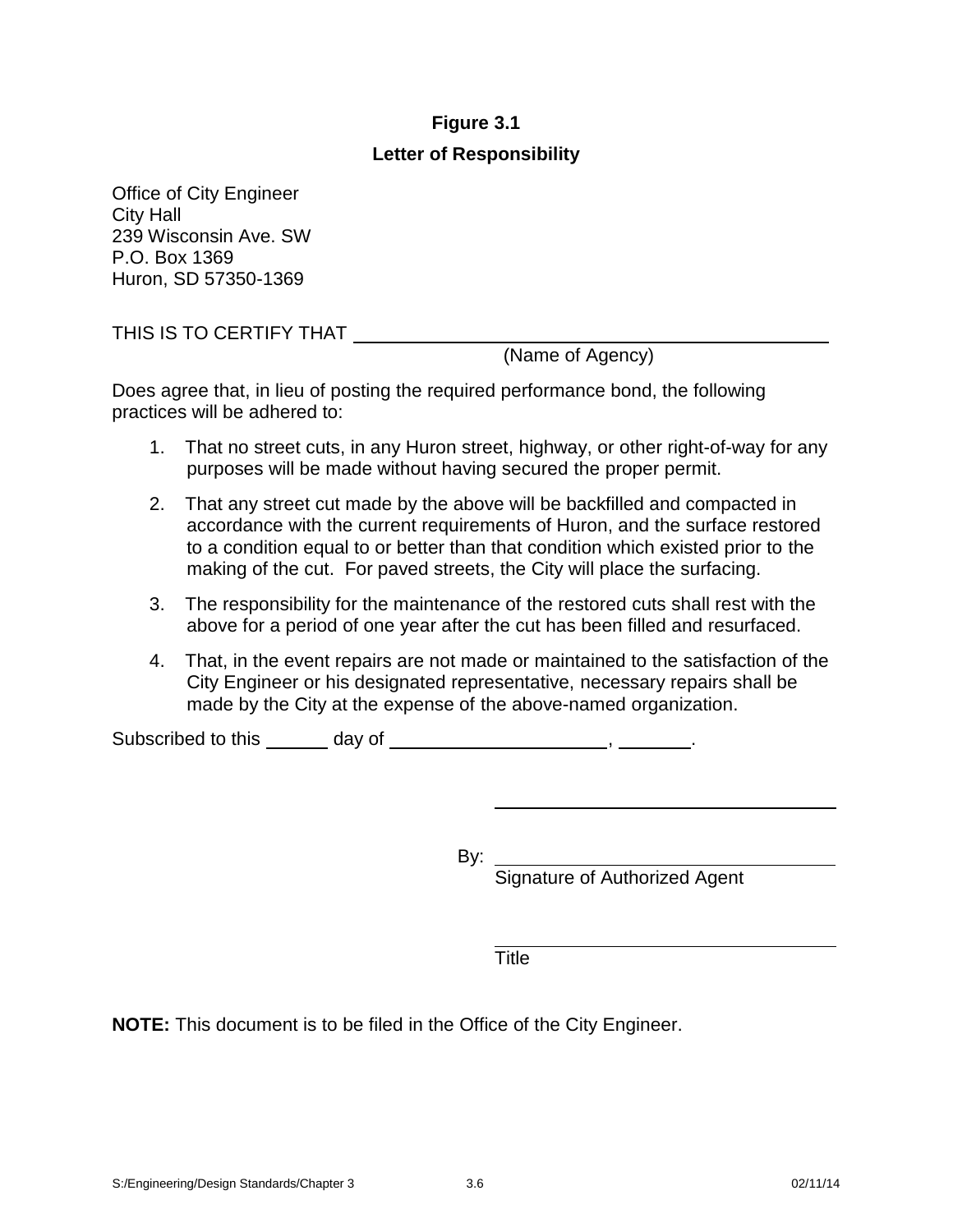**Figure 3.1**

**Letter of Responsibility**

Office of City Engineer
City Hall
239 Wisconsin Ave. SW
P.O. Box 1369
Huron, SD 57350-1369

THIS IS TO CERTIFY THAT ____________________________________________
(Name of Agency)

Does agree that, in lieu of posting the required performance bond, the following practices will be adhered to:

1. That no street cuts, in any Huron street, highway, or other right-of-way for any purposes will be made without having secured the proper permit.

2. That any street cut made by the above will be backfilled and compacted in accordance with the current requirements of Huron, and the surface restored to a condition equal to or better than that condition which existed prior to the making of the cut. For paved streets, the City will place the surfacing.

3. The responsibility for the maintenance of the restored cuts shall rest with the above for a period of one year after the cut has been filled and resurfaced.

4. That, in the event repairs are not made or maintained to the satisfaction of the City Engineer or his designated representative, necessary repairs shall be made by the City at the expense of the above-named organization.

Subscribed to this ______ day of ____________________, _______.

______________________________

By: ______________________________
Signature of Authorized Agent

______________________________
Title

**NOTE:** This document is to be filed in the Office of the City Engineer.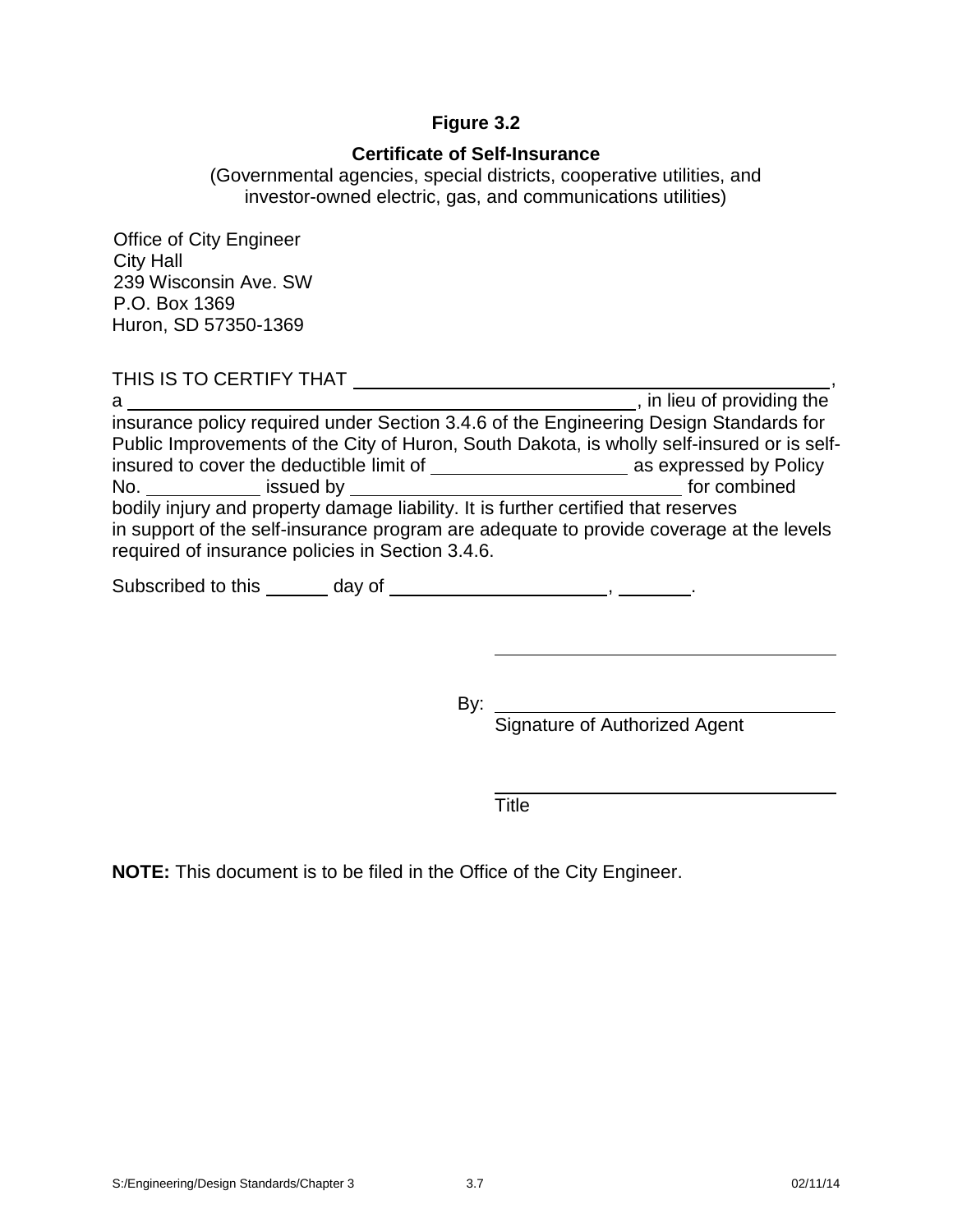**Figure 3.2**

**Certificate of Self-Insurance**

(Governmental agencies, special districts, cooperative utilities, and investor-owned electric, gas, and communications utilities)

Office of City Engineer
City Hall
239 Wisconsin Ave. SW
P.O. Box 1369
Huron, SD 57350-1369

THIS IS TO CERTIFY THAT ________________________________________________, a ________________________________________________, in lieu of providing the insurance policy required under Section 3.4.6 of the Engineering Design Standards for Public Improvements of the City of Huron, South Dakota, is wholly self-insured or is self-insured to cover the deductible limit of ____________________ as expressed by Policy No. ____________ issued by ________________________________ for combined bodily injury and property damage liability. It is further certified that reserves in support of the self-insurance program are adequate to provide coverage at the levels required of insurance policies in Section 3.4.6.

Subscribed to this ______ day of ______________________, _______.

____________________________________

By: ____________________________________
Signature of Authorized Agent

____________________________________
Title

**NOTE:** This document is to be filed in the Office of the City Engineer.